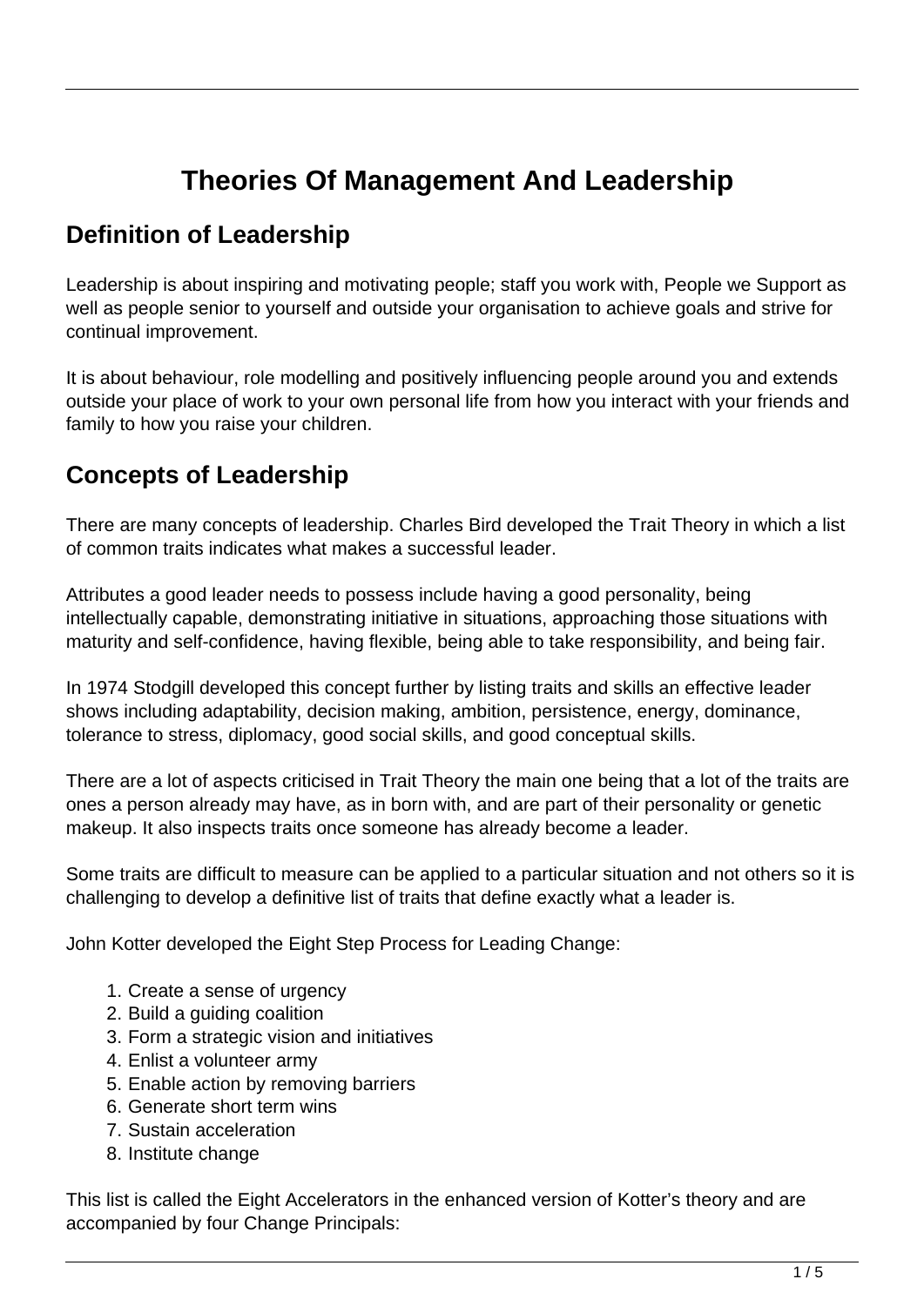# Theories Of Management And Leadership

## Definition of Leadership

Leadership is about inspiring and motivating people; staff you work with, People we Support as well as people senior to yourself and outside your organisation to achieve goals and strive for continual improvement.

It is about behaviour, role modelling and positively influencing people around you and extends outside your place of work to your own personal life from how you interact with your friends and family to how you raise your children.

## Concepts of Leadership

There are many concepts of leadership. Charles Bird developed the Trait Theory in which a list of common traits indicates what makes a successful leader.

Attributes a good leader needs to possess include having a good personality, being intellectually capable, demonstrating initiative in situations, approaching those situations with maturity and self-confidence, having flexible, being able to take responsibility, and being fair.

In 1974 Stodgill developed this concept further by listing traits and skills an effective leader shows including adaptability, decision making, ambition, persistence, energy, dominance, tolerance to stress, diplomacy, good social skills, and good conceptual skills.

There are a lot of aspects criticised in Trait Theory the main one being that a lot of the traits are ones a person already may have, as in born with, and are part of their personality or genetic makeup. It also inspects traits once someone has already become a leader.

Some traits are difficult to measure can be applied to a particular situation and not others so it is challenging to develop a definitive list of traits that define exactly what a leader is.

John Kotter developed the Eight Step Process for Leading Change:

1. Create a sense of urgency
2. Build a guiding coalition
3. Form a strategic vision and initiatives
4. Enlist a volunteer army
5. Enable action by removing barriers
6. Generate short term wins
7. Sustain acceleration
8. Institute change

This list is called the Eight Accelerators in the enhanced version of Kotter's theory and are accompanied by four Change Principals: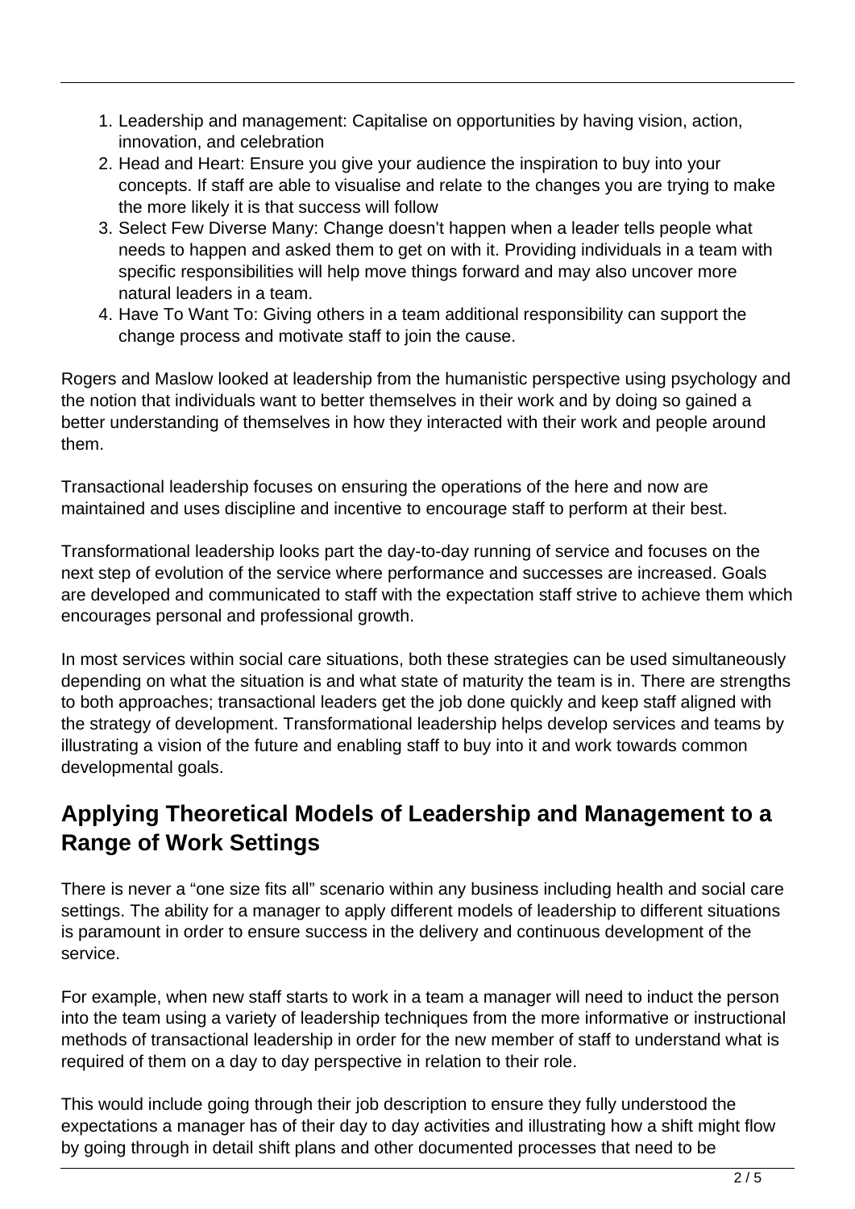1. Leadership and management: Capitalise on opportunities by having vision, action, innovation, and celebration
2. Head and Heart: Ensure you give your audience the inspiration to buy into your concepts. If staff are able to visualise and relate to the changes you are trying to make the more likely it is that success will follow
3. Select Few Diverse Many: Change doesn't happen when a leader tells people what needs to happen and asked them to get on with it. Providing individuals in a team with specific responsibilities will help move things forward and may also uncover more natural leaders in a team.
4. Have To Want To: Giving others in a team additional responsibility can support the change process and motivate staff to join the cause.

Rogers and Maslow looked at leadership from the humanistic perspective using psychology and the notion that individuals want to better themselves in their work and by doing so gained a better understanding of themselves in how they interacted with their work and people around them.

Transactional leadership focuses on ensuring the operations of the here and now are maintained and uses discipline and incentive to encourage staff to perform at their best.

Transformational leadership looks part the day-to-day running of service and focuses on the next step of evolution of the service where performance and successes are increased. Goals are developed and communicated to staff with the expectation staff strive to achieve them which encourages personal and professional growth.

In most services within social care situations, both these strategies can be used simultaneously depending on what the situation is and what state of maturity the team is in. There are strengths to both approaches; transactional leaders get the job done quickly and keep staff aligned with the strategy of development. Transformational leadership helps develop services and teams by illustrating a vision of the future and enabling staff to buy into it and work towards common developmental goals.

## Applying Theoretical Models of Leadership and Management to a Range of Work Settings

There is never a "one size fits all" scenario within any business including health and social care settings. The ability for a manager to apply different models of leadership to different situations is paramount in order to ensure success in the delivery and continuous development of the service.

For example, when new staff starts to work in a team a manager will need to induct the person into the team using a variety of leadership techniques from the more informative or instructional methods of transactional leadership in order for the new member of staff to understand what is required of them on a day to day perspective in relation to their role.

This would include going through their job description to ensure they fully understood the expectations a manager has of their day to day activities and illustrating how a shift might flow by going through in detail shift plans and other documented processes that need to be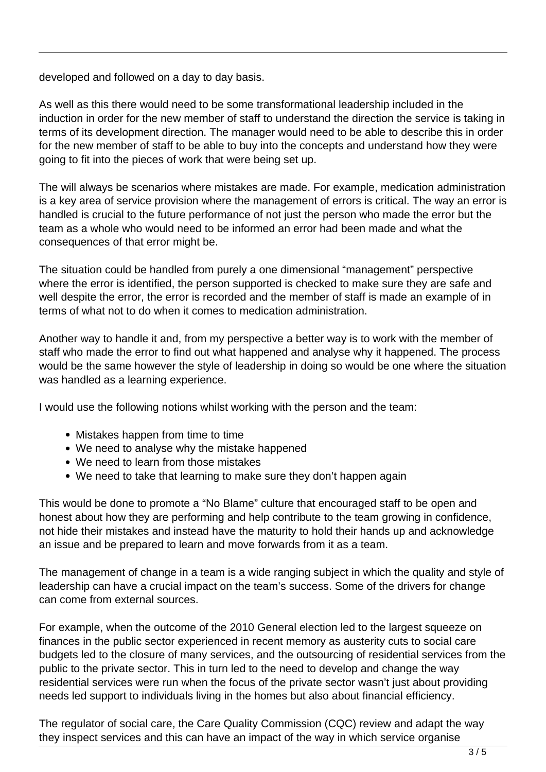developed and followed on a day to day basis.

As well as this there would need to be some transformational leadership included in the induction in order for the new member of staff to understand the direction the service is taking in terms of its development direction. The manager would need to be able to describe this in order for the new member of staff to be able to buy into the concepts and understand how they were going to fit into the pieces of work that were being set up.

The will always be scenarios where mistakes are made. For example, medication administration is a key area of service provision where the management of errors is critical. The way an error is handled is crucial to the future performance of not just the person who made the error but the team as a whole who would need to be informed an error had been made and what the consequences of that error might be.

The situation could be handled from purely a one dimensional "management" perspective where the error is identified, the person supported is checked to make sure they are safe and well despite the error, the error is recorded and the member of staff is made an example of in terms of what not to do when it comes to medication administration.

Another way to handle it and, from my perspective a better way is to work with the member of staff who made the error to find out what happened and analyse why it happened. The process would be the same however the style of leadership in doing so would be one where the situation was handled as a learning experience.

I would use the following notions whilst working with the person and the team:

- Mistakes happen from time to time
- We need to analyse why the mistake happened
- We need to learn from those mistakes
- We need to take that learning to make sure they don't happen again

This would be done to promote a "No Blame" culture that encouraged staff to be open and honest about how they are performing and help contribute to the team growing in confidence, not hide their mistakes and instead have the maturity to hold their hands up and acknowledge an issue and be prepared to learn and move forwards from it as a team.

The management of change in a team is a wide ranging subject in which the quality and style of leadership can have a crucial impact on the team's success. Some of the drivers for change can come from external sources.

For example, when the outcome of the 2010 General election led to the largest squeeze on finances in the public sector experienced in recent memory as austerity cuts to social care budgets led to the closure of many services, and the outsourcing of residential services from the public to the private sector. This in turn led to the need to develop and change the way residential services were run when the focus of the private sector wasn't just about providing needs led support to individuals living in the homes but also about financial efficiency.

The regulator of social care, the Care Quality Commission (CQC) review and adapt the way they inspect services and this can have an impact of the way in which service organise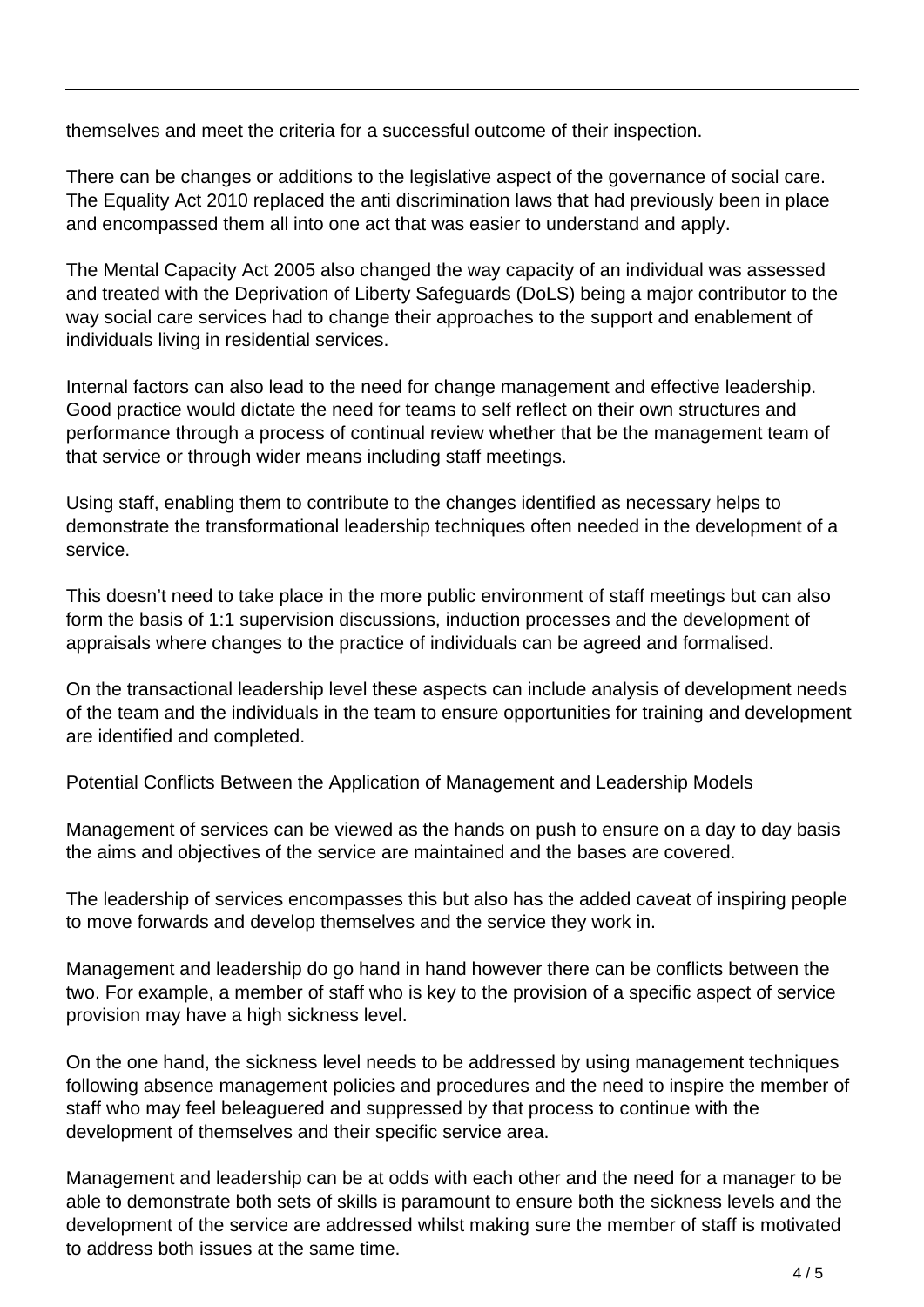themselves and meet the criteria for a successful outcome of their inspection.

There can be changes or additions to the legislative aspect of the governance of social care. The Equality Act 2010 replaced the anti discrimination laws that had previously been in place and encompassed them all into one act that was easier to understand and apply.

The Mental Capacity Act 2005 also changed the way capacity of an individual was assessed and treated with the Deprivation of Liberty Safeguards (DoLS) being a major contributor to the way social care services had to change their approaches to the support and enablement of individuals living in residential services.

Internal factors can also lead to the need for change management and effective leadership. Good practice would dictate the need for teams to self reflect on their own structures and performance through a process of continual review whether that be the management team of that service or through wider means including staff meetings.

Using staff, enabling them to contribute to the changes identified as necessary helps to demonstrate the transformational leadership techniques often needed in the development of a service.

This doesn't need to take place in the more public environment of staff meetings but can also form the basis of 1:1 supervision discussions, induction processes and the development of appraisals where changes to the practice of individuals can be agreed and formalised.

On the transactional leadership level these aspects can include analysis of development needs of the team and the individuals in the team to ensure opportunities for training and development are identified and completed.

## Potential Conflicts Between the Application of Management and Leadership Models

Management of services can be viewed as the hands on push to ensure on a day to day basis the aims and objectives of the service are maintained and the bases are covered.

The leadership of services encompasses this but also has the added caveat of inspiring people to move forwards and develop themselves and the service they work in.

Management and leadership do go hand in hand however there can be conflicts between the two. For example, a member of staff who is key to the provision of a specific aspect of service provision may have a high sickness level.

On the one hand, the sickness level needs to be addressed by using management techniques following absence management policies and procedures and the need to inspire the member of staff who may feel beleaguered and suppressed by that process to continue with the development of themselves and their specific service area.

Management and leadership can be at odds with each other and the need for a manager to be able to demonstrate both sets of skills is paramount to ensure both the sickness levels and the development of the service are addressed whilst making sure the member of staff is motivated to address both issues at the same time.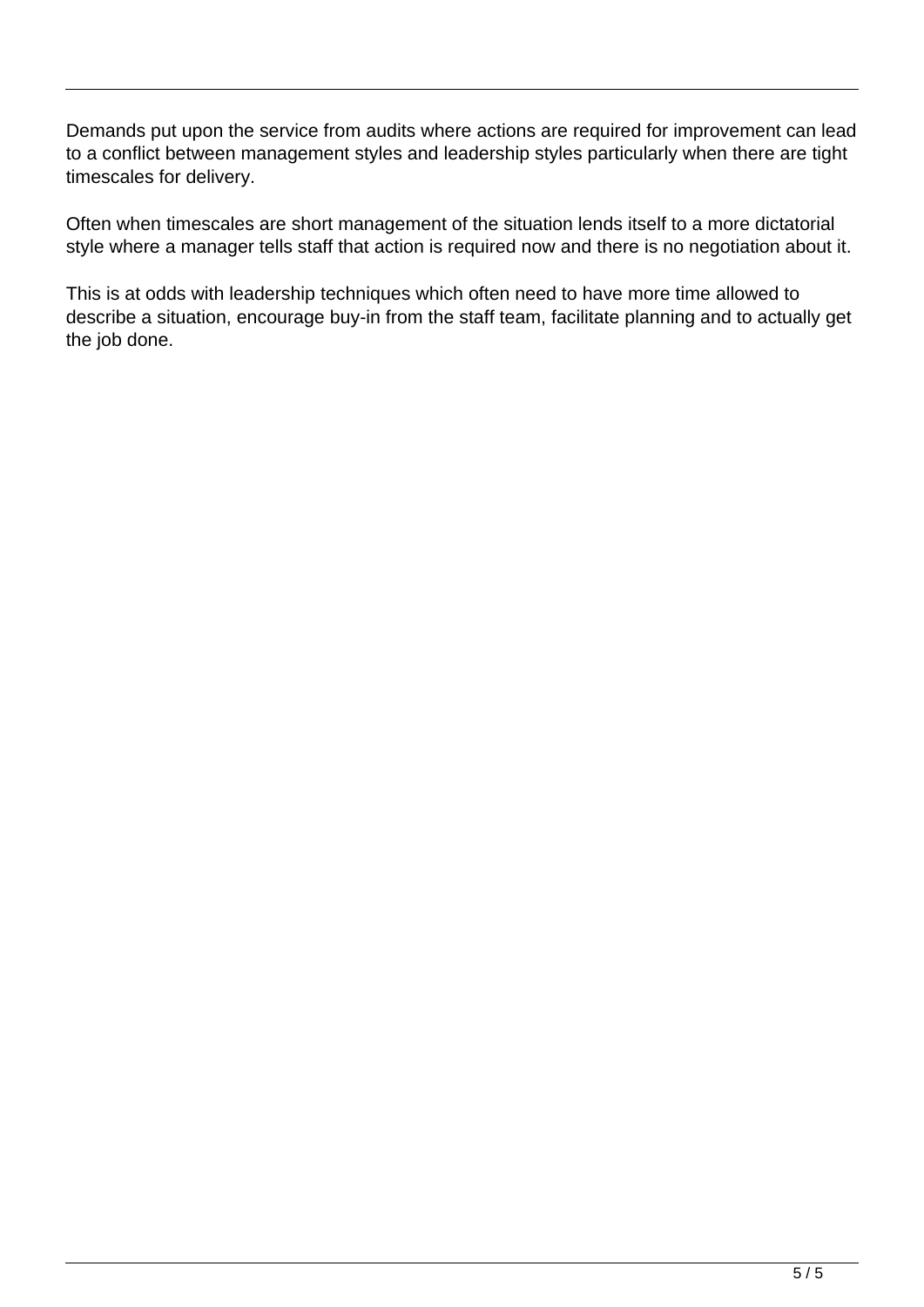Demands put upon the service from audits where actions are required for improvement can lead to a conflict between management styles and leadership styles particularly when there are tight timescales for delivery.

Often when timescales are short management of the situation lends itself to a more dictatorial style where a manager tells staff that action is required now and there is no negotiation about it.

This is at odds with leadership techniques which often need to have more time allowed to describe a situation, encourage buy-in from the staff team, facilitate planning and to actually get the job done.